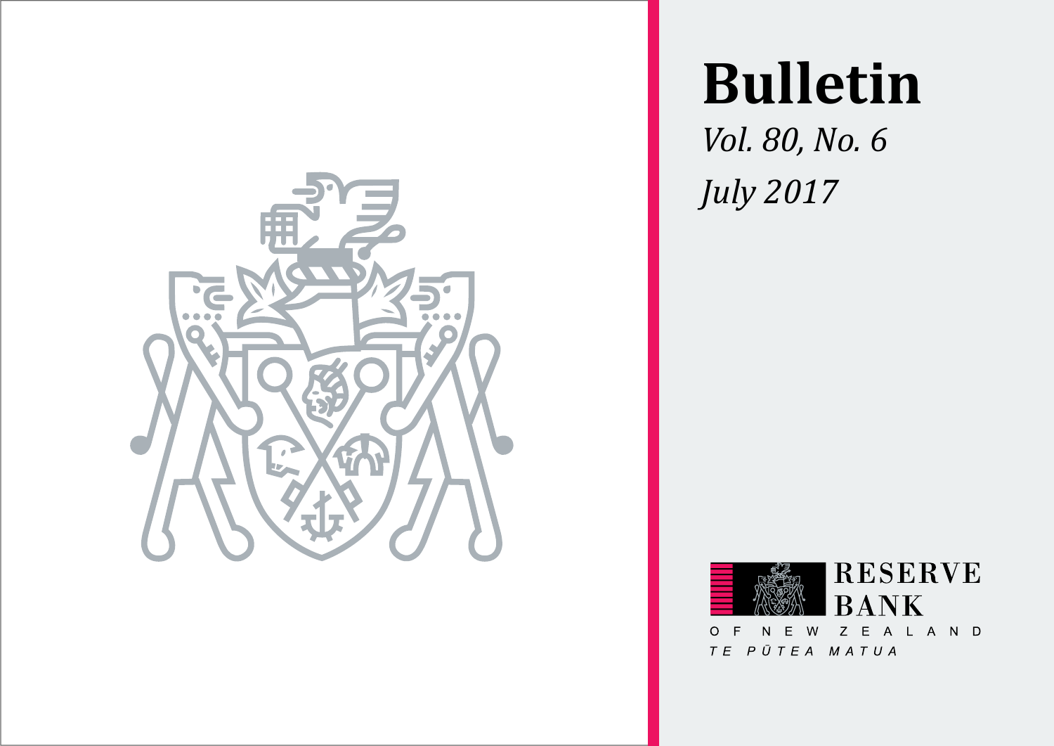# Bulletin

*Vol. 80, No. 6*

*July 2017*

RESERVE BANK

OF NEW ZEALAND

*TE PŪTEA MATUA*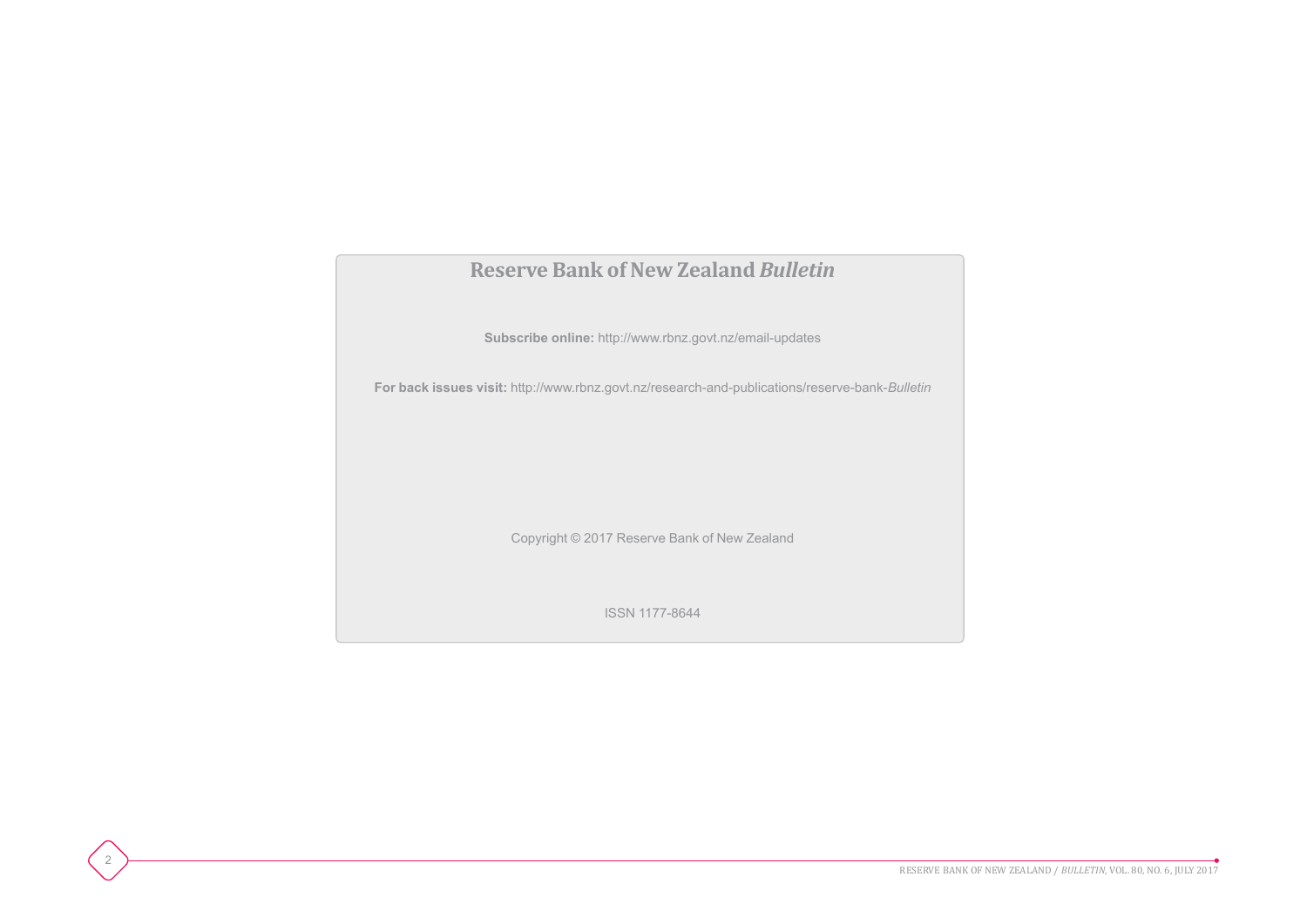# Reserve Bank of New Zealand *Bulletin*

**Subscribe online:** http://www.rbnz.govt.nz/email-updates

**For back issues visit:** http://www.rbnz.govt.nz/research-and-publications/reserve-bank-*Bulletin*

Copyright © 2017 Reserve Bank of New Zealand

ISSN 1177-8644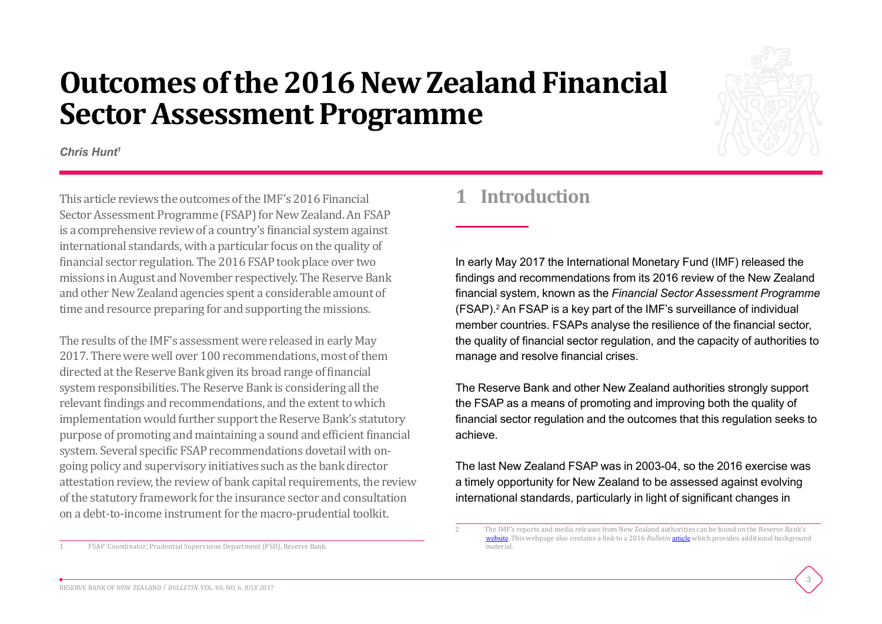# Outcomes of the 2016 New Zealand Financial Sector Assessment Programme

*Chris Hunt*[1]

This article reviews the outcomes of the IMF's 2016 Financial Sector Assessment Programme (FSAP) for New Zealand. An FSAP is a comprehensive review of a country's financial system against international standards, with a particular focus on the quality of financial sector regulation. The 2016 FSAP took place over two missions in August and November respectively. The Reserve Bank and other New Zealand agencies spent a considerable amount of time and resource preparing for and supporting the missions.

The results of the IMF's assessment were released in early May 2017. There were well over 100 recommendations, most of them directed at the Reserve Bank given its broad range of financial system responsibilities. The Reserve Bank is considering all the relevant findings and recommendations, and the extent to which implementation would further support the Reserve Bank's statutory purpose of promoting and maintaining a sound and efficient financial system. Several specific FSAP recommendations dovetail with on-going policy and supervisory initiatives such as the bank director attestation review, the review of bank capital requirements, the review of the statutory framework for the insurance sector and consultation on a debt-to-income instrument for the macro-prudential toolkit.

1 FSAP 'Coordinator', Prudential Supervision Department (PSD), Reserve Bank.

## 1 Introduction

In early May 2017 the International Monetary Fund (IMF) released the findings and recommendations from its 2016 review of the New Zealand financial system, known as the *Financial Sector Assessment Programme* (FSAP).[2] An FSAP is a key part of the IMF's surveillance of individual member countries. FSAPs analyse the resilience of the financial sector, the quality of financial sector regulation, and the capacity of authorities to manage and resolve financial crises.

The Reserve Bank and other New Zealand authorities strongly support the FSAP as a means of promoting and improving both the quality of financial sector regulation and the outcomes that this regulation seeks to achieve.

The last New Zealand FSAP was in 2003-04, so the 2016 exercise was a timely opportunity for New Zealand to be assessed against evolving international standards, particularly in light of significant changes in

2 The IMF's reports and media releases from New Zealand authorities can be found on the Reserve Bank's website. This webpage also contains a link to a 2016 *Bulletin* article which provides additional background material.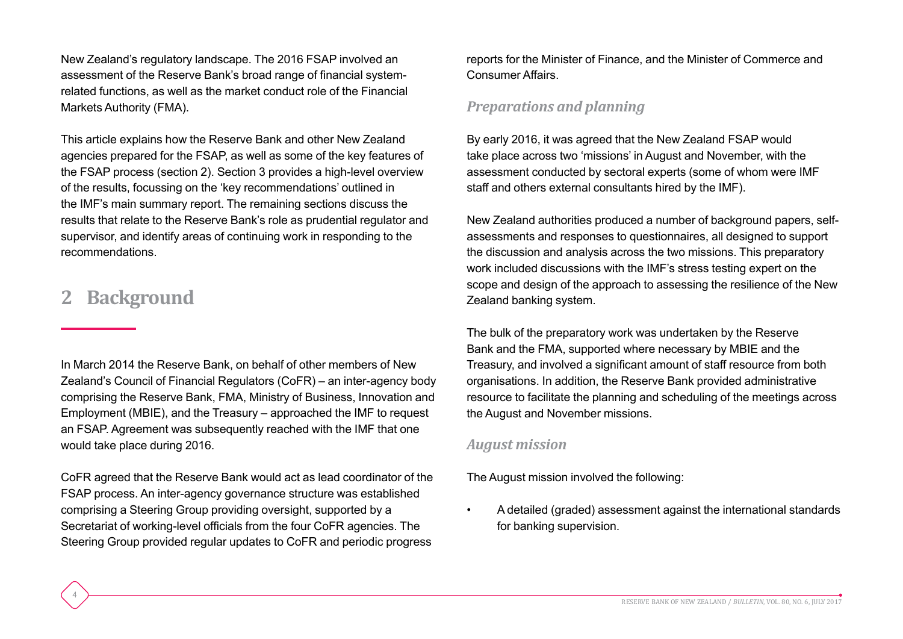New Zealand's regulatory landscape. The 2016 FSAP involved an assessment of the Reserve Bank's broad range of financial system-related functions, as well as the market conduct role of the Financial Markets Authority (FMA).

This article explains how the Reserve Bank and other New Zealand agencies prepared for the FSAP, as well as some of the key features of the FSAP process (section 2). Section 3 provides a high-level overview of the results, focussing on the 'key recommendations' outlined in the IMF's main summary report. The remaining sections discuss the results that relate to the Reserve Bank's role as prudential regulator and supervisor, and identify areas of continuing work in responding to the recommendations.

## 2 Background

In March 2014 the Reserve Bank, on behalf of other members of New Zealand's Council of Financial Regulators (CoFR) – an inter-agency body comprising the Reserve Bank, FMA, Ministry of Business, Innovation and Employment (MBIE), and the Treasury – approached the IMF to request an FSAP. Agreement was subsequently reached with the IMF that one would take place during 2016.

CoFR agreed that the Reserve Bank would act as lead coordinator of the FSAP process. An inter-agency governance structure was established comprising a Steering Group providing oversight, supported by a Secretariat of working-level officials from the four CoFR agencies. The Steering Group provided regular updates to CoFR and periodic progress reports for the Minister of Finance, and the Minister of Commerce and Consumer Affairs.

### *Preparations and planning*

By early 2016, it was agreed that the New Zealand FSAP would take place across two 'missions' in August and November, with the assessment conducted by sectoral experts (some of whom were IMF staff and others external consultants hired by the IMF).

New Zealand authorities produced a number of background papers, self-assessments and responses to questionnaires, all designed to support the discussion and analysis across the two missions. This preparatory work included discussions with the IMF's stress testing expert on the scope and design of the approach to assessing the resilience of the New Zealand banking system.

The bulk of the preparatory work was undertaken by the Reserve Bank and the FMA, supported where necessary by MBIE and the Treasury, and involved a significant amount of staff resource from both organisations. In addition, the Reserve Bank provided administrative resource to facilitate the planning and scheduling of the meetings across the August and November missions.

### *August mission*

The August mission involved the following:

- A detailed (graded) assessment against the international standards for banking supervision.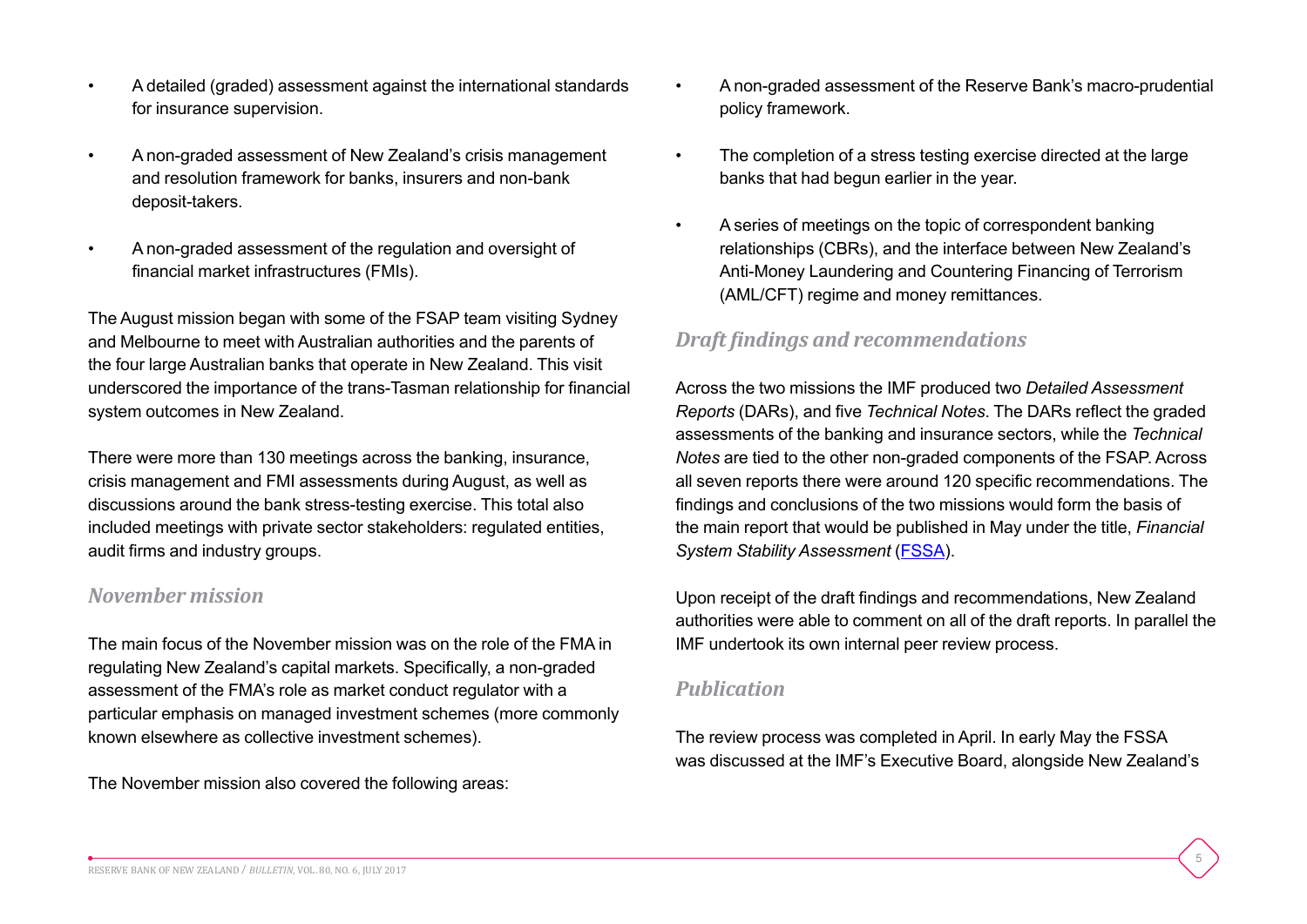- A detailed (graded) assessment against the international standards for insurance supervision.
- A non-graded assessment of New Zealand's crisis management and resolution framework for banks, insurers and non-bank deposit-takers.
- A non-graded assessment of the regulation and oversight of financial market infrastructures (FMIs).

The August mission began with some of the FSAP team visiting Sydney and Melbourne to meet with Australian authorities and the parents of the four large Australian banks that operate in New Zealand. This visit underscored the importance of the trans-Tasman relationship for financial system outcomes in New Zealand.

There were more than 130 meetings across the banking, insurance, crisis management and FMI assessments during August, as well as discussions around the bank stress-testing exercise. This total also included meetings with private sector stakeholders: regulated entities, audit firms and industry groups.

### *November mission*

The main focus of the November mission was on the role of the FMA in regulating New Zealand's capital markets. Specifically, a non-graded assessment of the FMA's role as market conduct regulator with a particular emphasis on managed investment schemes (more commonly known elsewhere as collective investment schemes).

The November mission also covered the following areas:

- A non-graded assessment of the Reserve Bank's macro-prudential policy framework.
- The completion of a stress testing exercise directed at the large banks that had begun earlier in the year.
- A series of meetings on the topic of correspondent banking relationships (CBRs), and the interface between New Zealand's Anti-Money Laundering and Countering Financing of Terrorism (AML/CFT) regime and money remittances.

### *Draft findings and recommendations*

Across the two missions the IMF produced two *Detailed Assessment Reports* (DARs), and five *Technical Notes*. The DARs reflect the graded assessments of the banking and insurance sectors, while the *Technical Notes* are tied to the other non-graded components of the FSAP. Across all seven reports there were around 120 specific recommendations. The findings and conclusions of the two missions would form the basis of the main report that would be published in May under the title, *Financial System Stability Assessment* (FSSA).

Upon receipt of the draft findings and recommendations, New Zealand authorities were able to comment on all of the draft reports. In parallel the IMF undertook its own internal peer review process.

### *Publication*

The review process was completed in April. In early May the FSSA was discussed at the IMF's Executive Board, alongside New Zealand's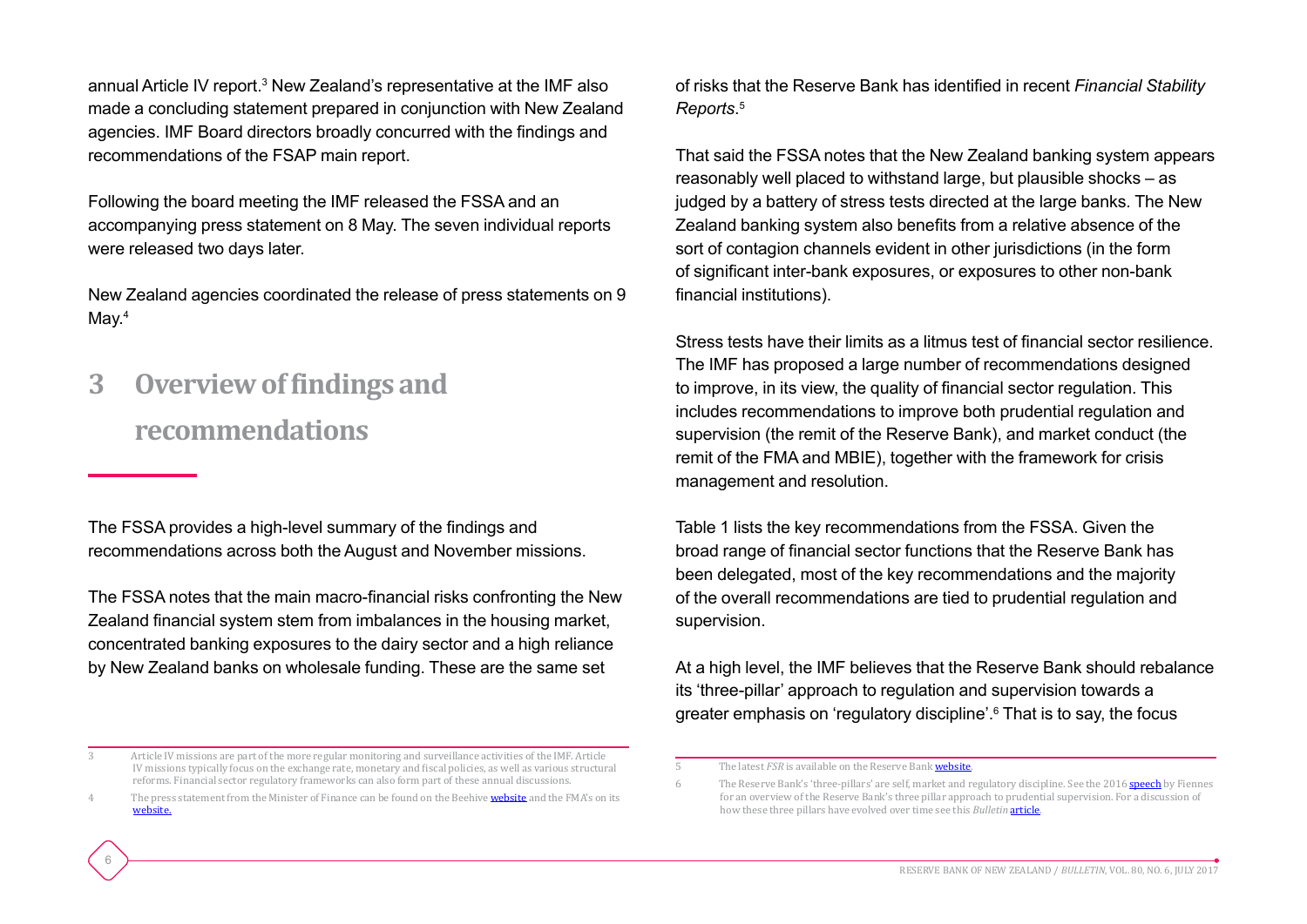annual Article IV report.[3] New Zealand's representative at the IMF also made a concluding statement prepared in conjunction with New Zealand agencies. IMF Board directors broadly concurred with the findings and recommendations of the FSAP main report.

Following the board meeting the IMF released the FSSA and an accompanying press statement on 8 May. The seven individual reports were released two days later.

New Zealand agencies coordinated the release of press statements on 9 May.[4]

# 3 Overview of findings and recommendations

The FSSA provides a high-level summary of the findings and recommendations across both the August and November missions.

The FSSA notes that the main macro-financial risks confronting the New Zealand financial system stem from imbalances in the housing market, concentrated banking exposures to the dairy sector and a high reliance by New Zealand banks on wholesale funding. These are the same set of risks that the Reserve Bank has identified in recent *Financial Stability Reports*.[5]

That said the FSSA notes that the New Zealand banking system appears reasonably well placed to withstand large, but plausible shocks – as judged by a battery of stress tests directed at the large banks. The New Zealand banking system also benefits from a relative absence of the sort of contagion channels evident in other jurisdictions (in the form of significant inter-bank exposures, or exposures to other non-bank financial institutions).

Stress tests have their limits as a litmus test of financial sector resilience. The IMF has proposed a large number of recommendations designed to improve, in its view, the quality of financial sector regulation. This includes recommendations to improve both prudential regulation and supervision (the remit of the Reserve Bank), and market conduct (the remit of the FMA and MBIE), together with the framework for crisis management and resolution.

Table 1 lists the key recommendations from the FSSA. Given the broad range of financial sector functions that the Reserve Bank has been delegated, most of the key recommendations and the majority of the overall recommendations are tied to prudential regulation and supervision.

At a high level, the IMF believes that the Reserve Bank should rebalance its 'three-pillar' approach to regulation and supervision towards a greater emphasis on 'regulatory discipline'.[6] That is to say, the focus

---

3 Article IV missions are part of the more regular monitoring and surveillance activities of the IMF. Article IV missions typically focus on the exchange rate, monetary and fiscal policies, as well as various structural reforms. Financial sector regulatory frameworks can also form part of these annual discussions.

4 The press statement from the Minister of Finance can be found on the Beehive website and the FMA's on its website.

5 The latest *FSR* is available on the Reserve Bank website.

6 The Reserve Bank's 'three-pillars' are self, market and regulatory discipline. See the 2016 speech by Fiennes for an overview of the Reserve Bank's three pillar approach to prudential supervision. For a discussion of how these three pillars have evolved over time see this *Bulletin* article.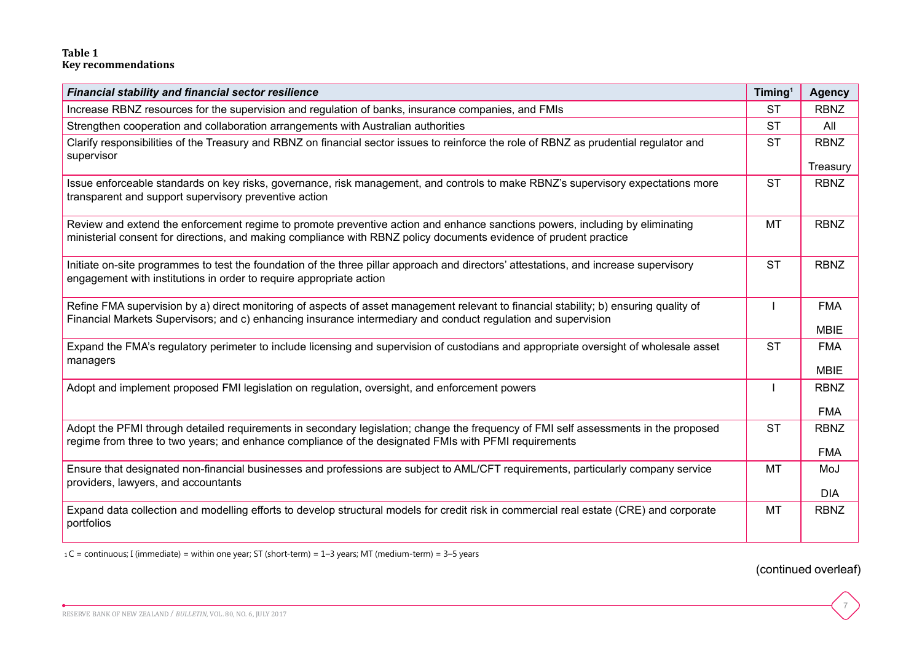**Table 1**
**Key recommendations**

| ***Financial stability and financial sector resilience*** | **Timing[1]** | **Agency** |
|---|---|---|
| Increase RBNZ resources for the supervision and regulation of banks, insurance companies, and FMIs | ST | RBNZ |
| Strengthen cooperation and collaboration arrangements with Australian authorities | ST | All |
| Clarify responsibilities of the Treasury and RBNZ on financial sector issues to reinforce the role of RBNZ as prudential regulator and supervisor | ST | RBNZ<br>Treasury |
| Issue enforceable standards on key risks, governance, risk management, and controls to make RBNZ's supervisory expectations more transparent and support supervisory preventive action | ST | RBNZ |
| Review and extend the enforcement regime to promote preventive action and enhance sanctions powers, including by eliminating ministerial consent for directions, and making compliance with RBNZ policy documents evidence of prudent practice | MT | RBNZ |
| Initiate on-site programmes to test the foundation of the three pillar approach and directors' attestations, and increase supervisory engagement with institutions in order to require appropriate action | ST | RBNZ |
| Refine FMA supervision by a) direct monitoring of aspects of asset management relevant to financial stability; b) ensuring quality of Financial Markets Supervisors; and c) enhancing insurance intermediary and conduct regulation and supervision | I | FMA<br>MBIE |
| Expand the FMA's regulatory perimeter to include licensing and supervision of custodians and appropriate oversight of wholesale asset managers | ST | FMA<br>MBIE |
| Adopt and implement proposed FMI legislation on regulation, oversight, and enforcement powers | I | RBNZ<br>FMA |
| Adopt the PFMI through detailed requirements in secondary legislation; change the frequency of FMI self assessments in the proposed regime from three to two years; and enhance compliance of the designated FMIs with PFMI requirements | ST | RBNZ<br>FMA |
| Ensure that designated non-financial businesses and professions are subject to AML/CFT requirements, particularly company service providers, lawyers, and accountants | MT | MoJ<br>DIA |
| Expand data collection and modelling efforts to develop structural models for credit risk in commercial real estate (CRE) and corporate portfolios | MT | RBNZ |

[1] C = continuous; I (immediate) = within one year; ST (short-term) = 1–3 years; MT (medium-term) = 3–5 years

(continued overleaf)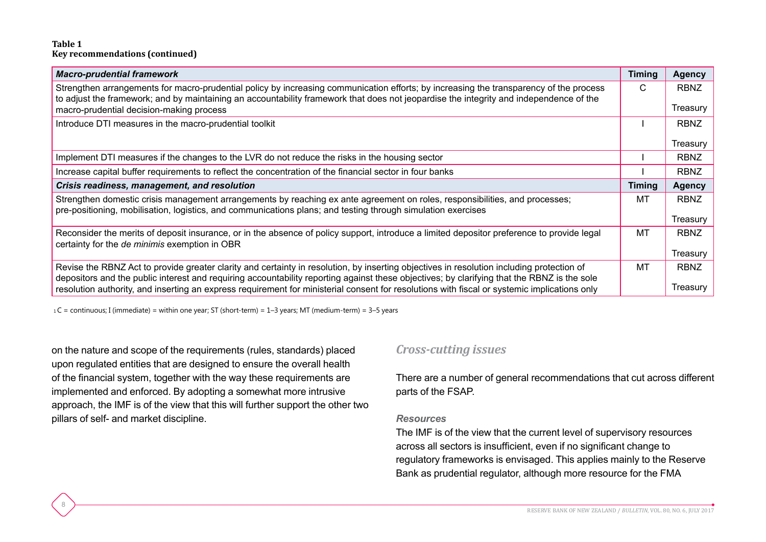**Table 1**
**Key recommendations (continued)**

| ***Macro-prudential framework*** | **Timing** | **Agency** |
|---|---|---|
| Strengthen arrangements for macro-prudential policy by increasing communication efforts; by increasing the transparency of the process to adjust the framework; and by maintaining an accountability framework that does not jeopardise the integrity and independence of the macro-prudential decision-making process | C | RBNZ Treasury |
| Introduce DTI measures in the macro-prudential toolkit | I | RBNZ Treasury |
| Implement DTI measures if the changes to the LVR do not reduce the risks in the housing sector | I | RBNZ |
| Increase capital buffer requirements to reflect the concentration of the financial sector in four banks | I | RBNZ |
| ***Crisis readiness, management, and resolution*** | **Timing** | **Agency** |
| Strengthen domestic crisis management arrangements by reaching ex ante agreement on roles, responsibilities, and processes; pre-positioning, mobilisation, logistics, and communications plans; and testing through simulation exercises | MT | RBNZ Treasury |
| Reconsider the merits of deposit insurance, or in the absence of policy support, introduce a limited depositor preference to provide legal certainty for the *de minimis* exemption in OBR | MT | RBNZ Treasury |
| Revise the RBNZ Act to provide greater clarity and certainty in resolution, by inserting objectives in resolution including protection of depositors and the public interest and requiring accountability reporting against these objectives; by clarifying that the RBNZ is the sole resolution authority, and inserting an express requirement for ministerial consent for resolutions with fiscal or systemic implications only | MT | RBNZ Treasury |

[1] C = continuous; I (immediate) = within one year; ST (short-term) = 1–3 years; MT (medium-term) = 3–5 years

on the nature and scope of the requirements (rules, standards) placed upon regulated entities that are designed to ensure the overall health of the financial system, together with the way these requirements are implemented and enforced. By adopting a somewhat more intrusive approach, the IMF is of the view that this will further support the other two pillars of self- and market discipline.

## *Cross-cutting issues*

There are a number of general recommendations that cut across different parts of the FSAP.

### *Resources*

The IMF is of the view that the current level of supervisory resources across all sectors is insufficient, even if no significant change to regulatory frameworks is envisaged. This applies mainly to the Reserve Bank as prudential regulator, although more resource for the FMA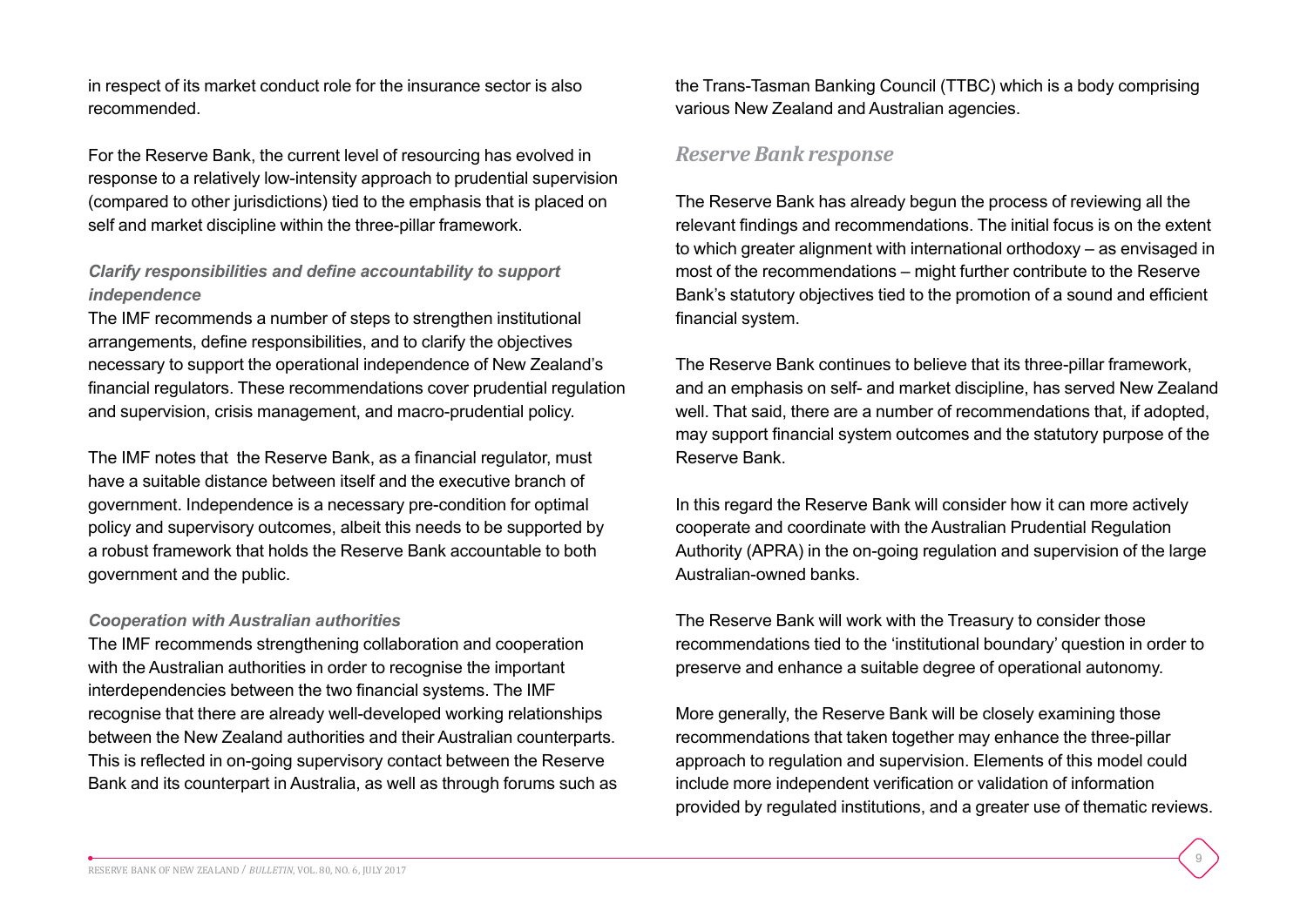in respect of its market conduct role for the insurance sector is also recommended.

For the Reserve Bank, the current level of resourcing has evolved in response to a relatively low-intensity approach to prudential supervision (compared to other jurisdictions) tied to the emphasis that is placed on self and market discipline within the three-pillar framework.

### *Clarify responsibilities and define accountability to support independence*

The IMF recommends a number of steps to strengthen institutional arrangements, define responsibilities, and to clarify the objectives necessary to support the operational independence of New Zealand's financial regulators. These recommendations cover prudential regulation and supervision, crisis management, and macro-prudential policy.

The IMF notes that  the Reserve Bank, as a financial regulator, must have a suitable distance between itself and the executive branch of government. Independence is a necessary pre-condition for optimal policy and supervisory outcomes, albeit this needs to be supported by a robust framework that holds the Reserve Bank accountable to both government and the public.

### *Cooperation with Australian authorities*

The IMF recommends strengthening collaboration and cooperation with the Australian authorities in order to recognise the important interdependencies between the two financial systems. The IMF recognise that there are already well-developed working relationships between the New Zealand authorities and their Australian counterparts. This is reflected in on-going supervisory contact between the Reserve Bank and its counterpart in Australia, as well as through forums such as the Trans-Tasman Banking Council (TTBC) which is a body comprising various New Zealand and Australian agencies.

## *Reserve Bank response*

The Reserve Bank has already begun the process of reviewing all the relevant findings and recommendations. The initial focus is on the extent to which greater alignment with international orthodoxy – as envisaged in most of the recommendations – might further contribute to the Reserve Bank's statutory objectives tied to the promotion of a sound and efficient financial system.

The Reserve Bank continues to believe that its three-pillar framework, and an emphasis on self- and market discipline, has served New Zealand well. That said, there are a number of recommendations that, if adopted, may support financial system outcomes and the statutory purpose of the Reserve Bank.

In this regard the Reserve Bank will consider how it can more actively cooperate and coordinate with the Australian Prudential Regulation Authority (APRA) in the on-going regulation and supervision of the large Australian-owned banks.

The Reserve Bank will work with the Treasury to consider those recommendations tied to the 'institutional boundary' question in order to preserve and enhance a suitable degree of operational autonomy.

More generally, the Reserve Bank will be closely examining those recommendations that taken together may enhance the three-pillar approach to regulation and supervision. Elements of this model could include more independent verification or validation of information provided by regulated institutions, and a greater use of thematic reviews.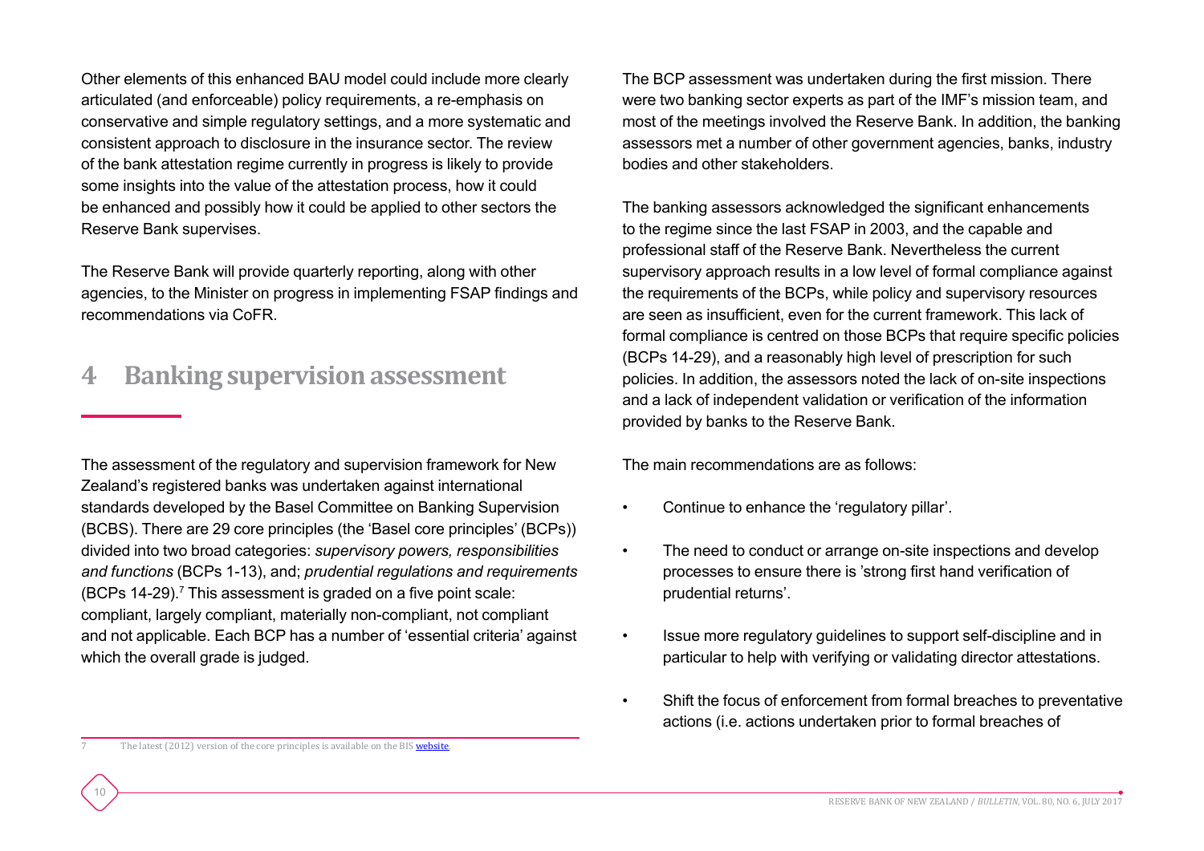Other elements of this enhanced BAU model could include more clearly articulated (and enforceable) policy requirements, a re-emphasis on conservative and simple regulatory settings, and a more systematic and consistent approach to disclosure in the insurance sector. The review of the bank attestation regime currently in progress is likely to provide some insights into the value of the attestation process, how it could be enhanced and possibly how it could be applied to other sectors the Reserve Bank supervises.

The Reserve Bank will provide quarterly reporting, along with other agencies, to the Minister on progress in implementing FSAP findings and recommendations via CoFR.

## 4 Banking supervision assessment

The assessment of the regulatory and supervision framework for New Zealand's registered banks was undertaken against international standards developed by the Basel Committee on Banking Supervision (BCBS). There are 29 core principles (the 'Basel core principles' (BCPs)) divided into two broad categories: *supervisory powers, responsibilities and functions* (BCPs 1-13), and; *prudential regulations and requirements* (BCPs 14-29).[7] This assessment is graded on a five point scale: compliant, largely compliant, materially non-compliant, not compliant and not applicable. Each BCP has a number of 'essential criteria' against which the overall grade is judged.

[7] The latest (2012) version of the core principles is available on the BIS website.

The BCP assessment was undertaken during the first mission. There were two banking sector experts as part of the IMF's mission team, and most of the meetings involved the Reserve Bank. In addition, the banking assessors met a number of other government agencies, banks, industry bodies and other stakeholders.

The banking assessors acknowledged the significant enhancements to the regime since the last FSAP in 2003, and the capable and professional staff of the Reserve Bank. Nevertheless the current supervisory approach results in a low level of formal compliance against the requirements of the BCPs, while policy and supervisory resources are seen as insufficient, even for the current framework. This lack of formal compliance is centred on those BCPs that require specific policies (BCPs 14-29), and a reasonably high level of prescription for such policies. In addition, the assessors noted the lack of on-site inspections and a lack of independent validation or verification of the information provided by banks to the Reserve Bank.

The main recommendations are as follows:

- Continue to enhance the 'regulatory pillar'.
- The need to conduct or arrange on-site inspections and develop processes to ensure there is 'strong first hand verification of prudential returns'.
- Issue more regulatory guidelines to support self-discipline and in particular to help with verifying or validating director attestations.
- Shift the focus of enforcement from formal breaches to preventative actions (i.e. actions undertaken prior to formal breaches of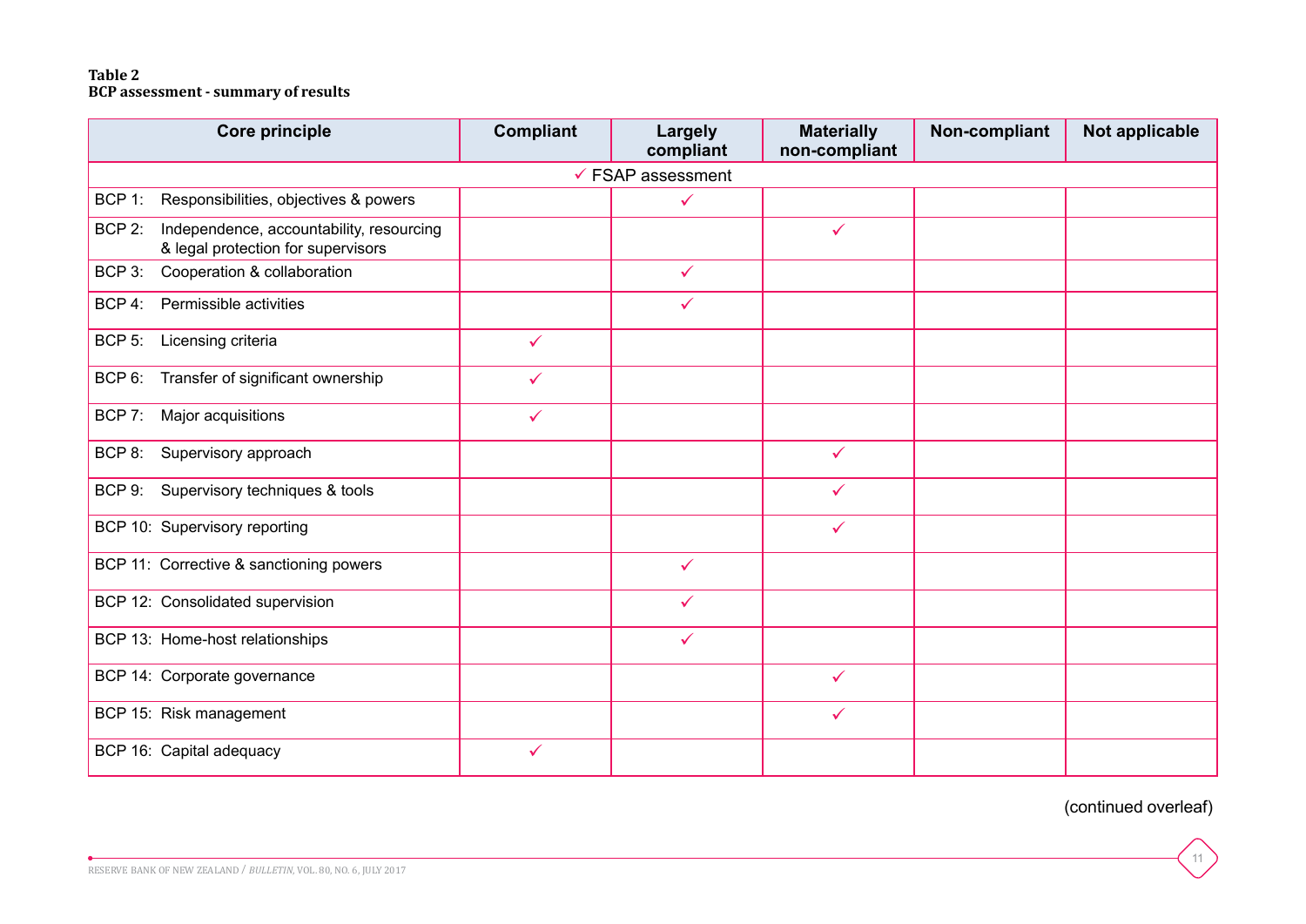**Table 2**
**BCP assessment - summary of results**

| Core principle | Compliant | Largely compliant | Materially non-compliant | Non-compliant | Not applicable |
|---|---|---|---|---|---|
| ✓ FSAP assessment | | | | | |
| BCP 1: Responsibilities, objectives & powers | | ✓ | | | |
| BCP 2: Independence, accountability, resourcing & legal protection for supervisors | | | ✓ | | |
| BCP 3: Cooperation & collaboration | | ✓ | | | |
| BCP 4: Permissible activities | | ✓ | | | |
| BCP 5: Licensing criteria | ✓ | | | | |
| BCP 6: Transfer of significant ownership | ✓ | | | | |
| BCP 7: Major acquisitions | ✓ | | | | |
| BCP 8: Supervisory approach | | | ✓ | | |
| BCP 9: Supervisory techniques & tools | | | ✓ | | |
| BCP 10: Supervisory reporting | | | ✓ | | |
| BCP 11: Corrective & sanctioning powers | | ✓ | | | |
| BCP 12: Consolidated supervision | | ✓ | | | |
| BCP 13: Home-host relationships | | ✓ | | | |
| BCP 14: Corporate governance | | | ✓ | | |
| BCP 15: Risk management | | | ✓ | | |
| BCP 16: Capital adequacy | ✓ | | | | |

(continued overleaf)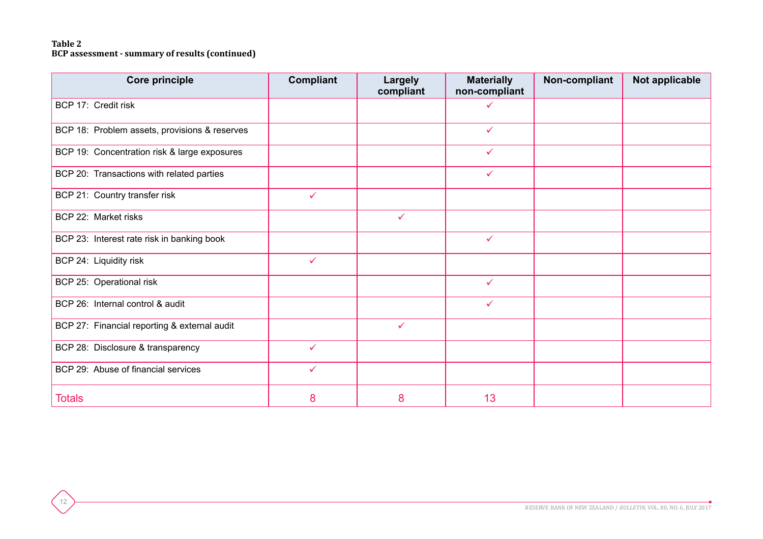**Table 2**
**BCP assessment - summary of results (continued)**

| Core principle | Compliant | Largely compliant | Materially non-compliant | Non-compliant | Not applicable |
|---|---|---|---|---|---|
| BCP 17: Credit risk | | | ✓ | | |
| BCP 18: Problem assets, provisions & reserves | | | ✓ | | |
| BCP 19: Concentration risk & large exposures | | | ✓ | | |
| BCP 20: Transactions with related parties | | | ✓ | | |
| BCP 21: Country transfer risk | ✓ | | | | |
| BCP 22: Market risks | | ✓ | | | |
| BCP 23: Interest rate risk in banking book | | | ✓ | | |
| BCP 24: Liquidity risk | ✓ | | | | |
| BCP 25: Operational risk | | | ✓ | | |
| BCP 26: Internal control & audit | | | ✓ | | |
| BCP 27: Financial reporting & external audit | | ✓ | | | |
| BCP 28: Disclosure & transparency | ✓ | | | | |
| BCP 29: Abuse of financial services | ✓ | | | | |
| Totals | 8 | 8 | 13 | | |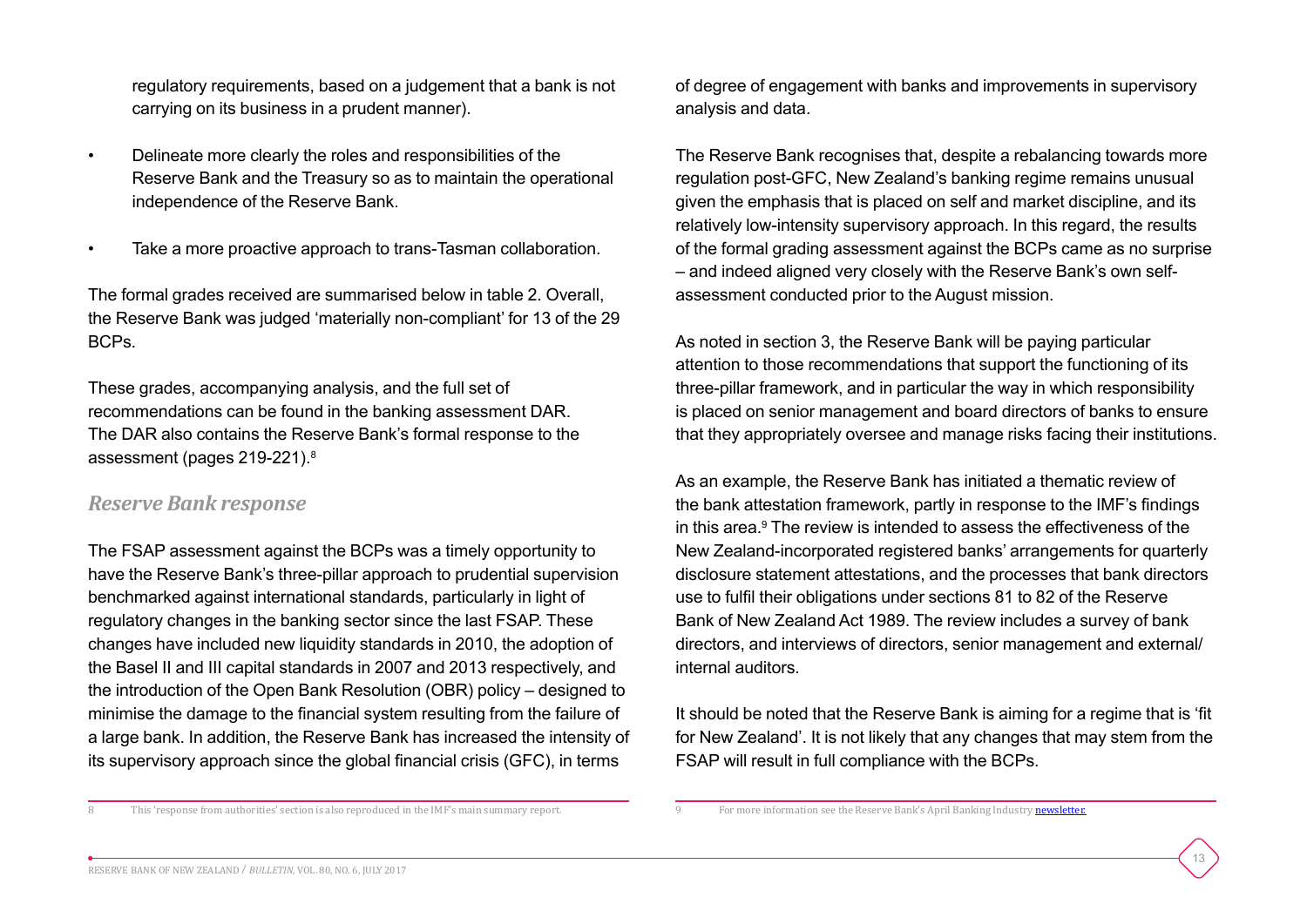regulatory requirements, based on a judgement that a bank is not carrying on its business in a prudent manner).

- Delineate more clearly the roles and responsibilities of the Reserve Bank and the Treasury so as to maintain the operational independence of the Reserve Bank.
- Take a more proactive approach to trans-Tasman collaboration.

The formal grades received are summarised below in table 2. Overall, the Reserve Bank was judged 'materially non-compliant' for 13 of the 29 BCPs.

These grades, accompanying analysis, and the full set of recommendations can be found in the banking assessment DAR. The DAR also contains the Reserve Bank's formal response to the assessment (pages 219-221).[8]

### *Reserve Bank response*

The FSAP assessment against the BCPs was a timely opportunity to have the Reserve Bank's three-pillar approach to prudential supervision benchmarked against international standards, particularly in light of regulatory changes in the banking sector since the last FSAP. These changes have included new liquidity standards in 2010, the adoption of the Basel II and III capital standards in 2007 and 2013 respectively, and the introduction of the Open Bank Resolution (OBR) policy – designed to minimise the damage to the financial system resulting from the failure of a large bank. In addition, the Reserve Bank has increased the intensity of its supervisory approach since the global financial crisis (GFC), in terms of degree of engagement with banks and improvements in supervisory analysis and data.

The Reserve Bank recognises that, despite a rebalancing towards more regulation post-GFC, New Zealand's banking regime remains unusual given the emphasis that is placed on self and market discipline, and its relatively low-intensity supervisory approach. In this regard, the results of the formal grading assessment against the BCPs came as no surprise – and indeed aligned very closely with the Reserve Bank's own self-assessment conducted prior to the August mission.

As noted in section 3, the Reserve Bank will be paying particular attention to those recommendations that support the functioning of its three-pillar framework, and in particular the way in which responsibility is placed on senior management and board directors of banks to ensure that they appropriately oversee and manage risks facing their institutions.

As an example, the Reserve Bank has initiated a thematic review of the bank attestation framework, partly in response to the IMF's findings in this area.[9] The review is intended to assess the effectiveness of the New Zealand-incorporated registered banks' arrangements for quarterly disclosure statement attestations, and the processes that bank directors use to fulfil their obligations under sections 81 to 82 of the Reserve Bank of New Zealand Act 1989. The review includes a survey of bank directors, and interviews of directors, senior management and external/internal auditors.

It should be noted that the Reserve Bank is aiming for a regime that is 'fit for New Zealand'. It is not likely that any changes that may stem from the FSAP will result in full compliance with the BCPs.

---

8 This 'response from authorities' section is also reproduced in the IMF's main summary report.

9 For more information see the Reserve Bank's April Banking Industry newsletter.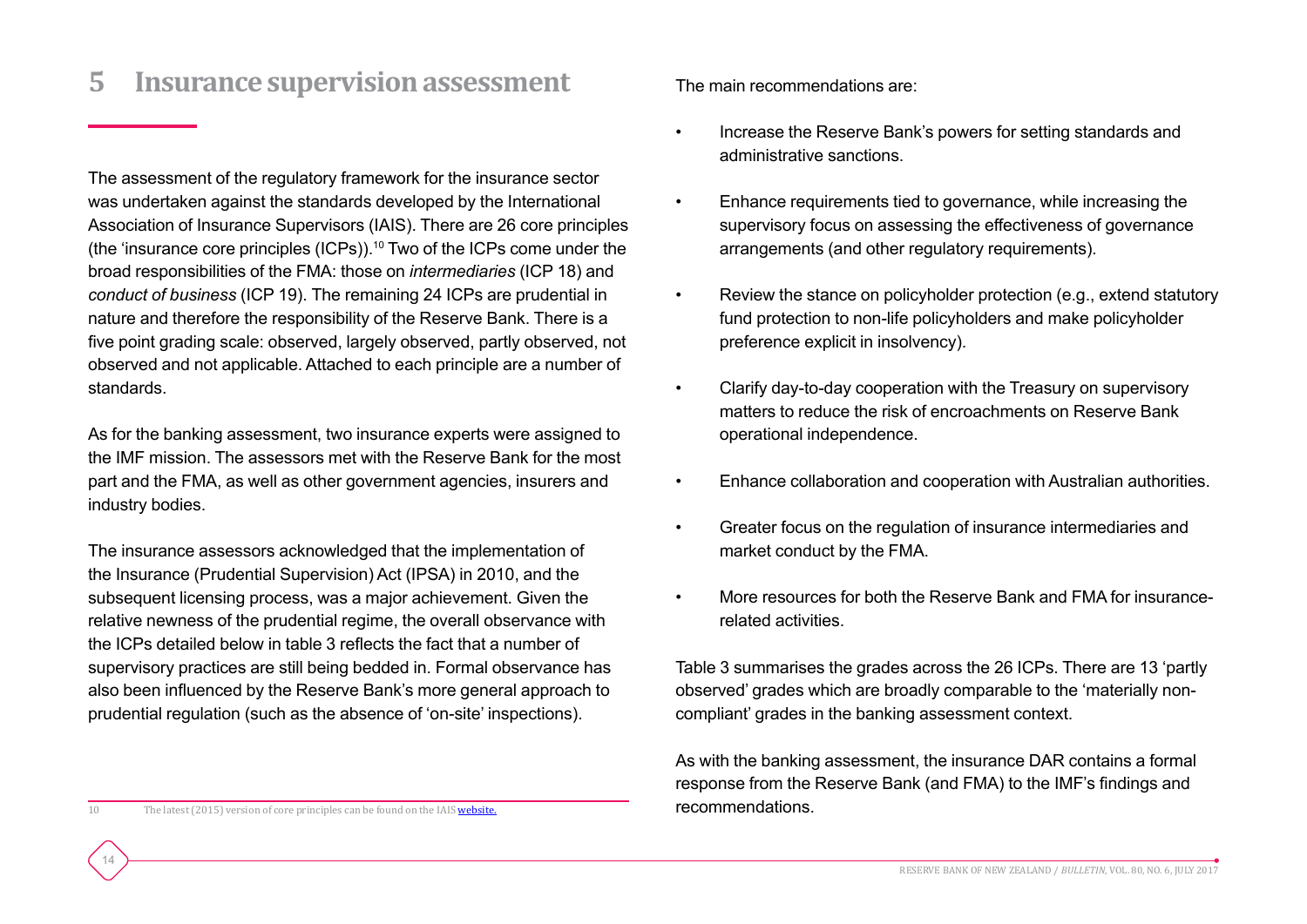## 5 Insurance supervision assessment

The assessment of the regulatory framework for the insurance sector was undertaken against the standards developed by the International Association of Insurance Supervisors (IAIS). There are 26 core principles (the 'insurance core principles (ICPs)).[10] Two of the ICPs come under the broad responsibilities of the FMA: those on *intermediaries* (ICP 18) and *conduct of business* (ICP 19). The remaining 24 ICPs are prudential in nature and therefore the responsibility of the Reserve Bank. There is a five point grading scale: observed, largely observed, partly observed, not observed and not applicable. Attached to each principle are a number of standards.

As for the banking assessment, two insurance experts were assigned to the IMF mission. The assessors met with the Reserve Bank for the most part and the FMA, as well as other government agencies, insurers and industry bodies.

The insurance assessors acknowledged that the implementation of the Insurance (Prudential Supervision) Act (IPSA) in 2010, and the subsequent licensing process, was a major achievement. Given the relative newness of the prudential regime, the overall observance with the ICPs detailed below in table 3 reflects the fact that a number of supervisory practices are still being bedded in. Formal observance has also been influenced by the Reserve Bank's more general approach to prudential regulation (such as the absence of 'on-site' inspections).

The main recommendations are:

- Increase the Reserve Bank's powers for setting standards and administrative sanctions.
- Enhance requirements tied to governance, while increasing the supervisory focus on assessing the effectiveness of governance arrangements (and other regulatory requirements).
- Review the stance on policyholder protection (e.g., extend statutory fund protection to non-life policyholders and make policyholder preference explicit in insolvency).
- Clarify day-to-day cooperation with the Treasury on supervisory matters to reduce the risk of encroachments on Reserve Bank operational independence.
- Enhance collaboration and cooperation with Australian authorities.
- Greater focus on the regulation of insurance intermediaries and market conduct by the FMA.
- More resources for both the Reserve Bank and FMA for insurance-related activities.

Table 3 summarises the grades across the 26 ICPs. There are 13 'partly observed' grades which are broadly comparable to the 'materially non-compliant' grades in the banking assessment context.

As with the banking assessment, the insurance DAR contains a formal response from the Reserve Bank (and FMA) to the IMF's findings and recommendations.

---

10 The latest (2015) version of core principles can be found on the IAIS website.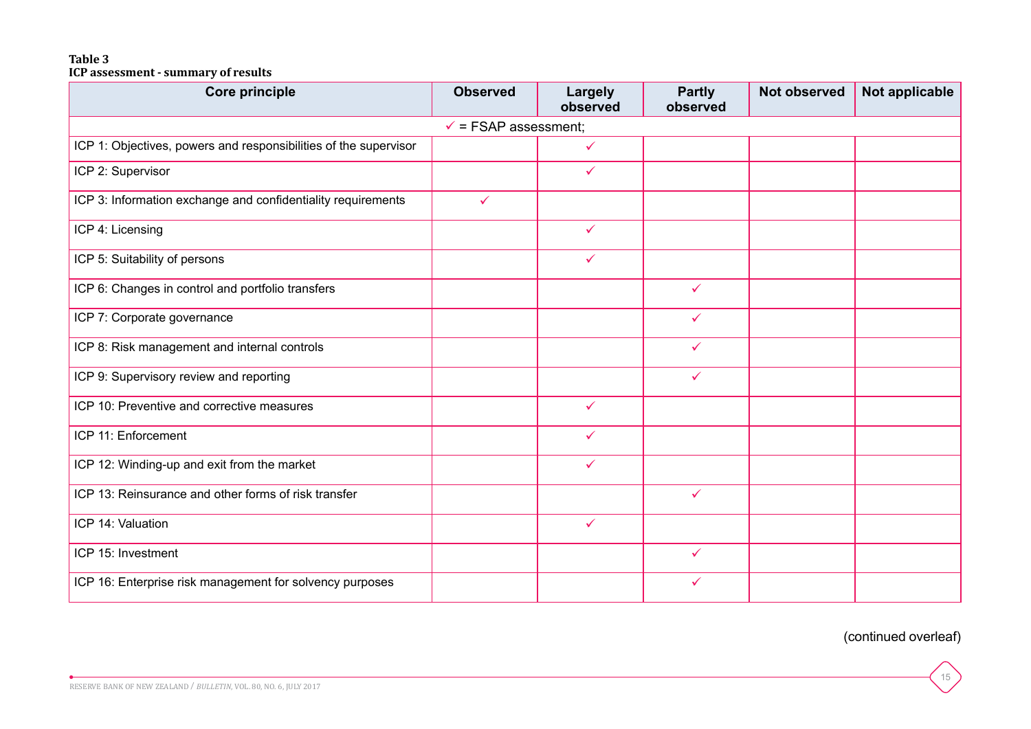**Table 3**
**ICP assessment - summary of results**

| Core principle | Observed | Largely observed | Partly observed | Not observed | Not applicable |
|---|---|---|---|---|---|
| ✓ = FSAP assessment; | | | | | |
| ICP 1: Objectives, powers and responsibilities of the supervisor | | ✓ | | | |
| ICP 2: Supervisor | | ✓ | | | |
| ICP 3: Information exchange and confidentiality requirements | ✓ | | | | |
| ICP 4: Licensing | | ✓ | | | |
| ICP 5: Suitability of persons | | ✓ | | | |
| ICP 6: Changes in control and portfolio transfers | | | ✓ | | |
| ICP 7: Corporate governance | | | ✓ | | |
| ICP 8: Risk management and internal controls | | | ✓ | | |
| ICP 9: Supervisory review and reporting | | | ✓ | | |
| ICP 10: Preventive and corrective measures | | ✓ | | | |
| ICP 11: Enforcement | | ✓ | | | |
| ICP 12: Winding-up and exit from the market | | ✓ | | | |
| ICP 13: Reinsurance and other forms of risk transfer | | | ✓ | | |
| ICP 14: Valuation | | ✓ | | | |
| ICP 15: Investment | | | ✓ | | |
| ICP 16: Enterprise risk management for solvency purposes | | | ✓ | | |

(continued overleaf)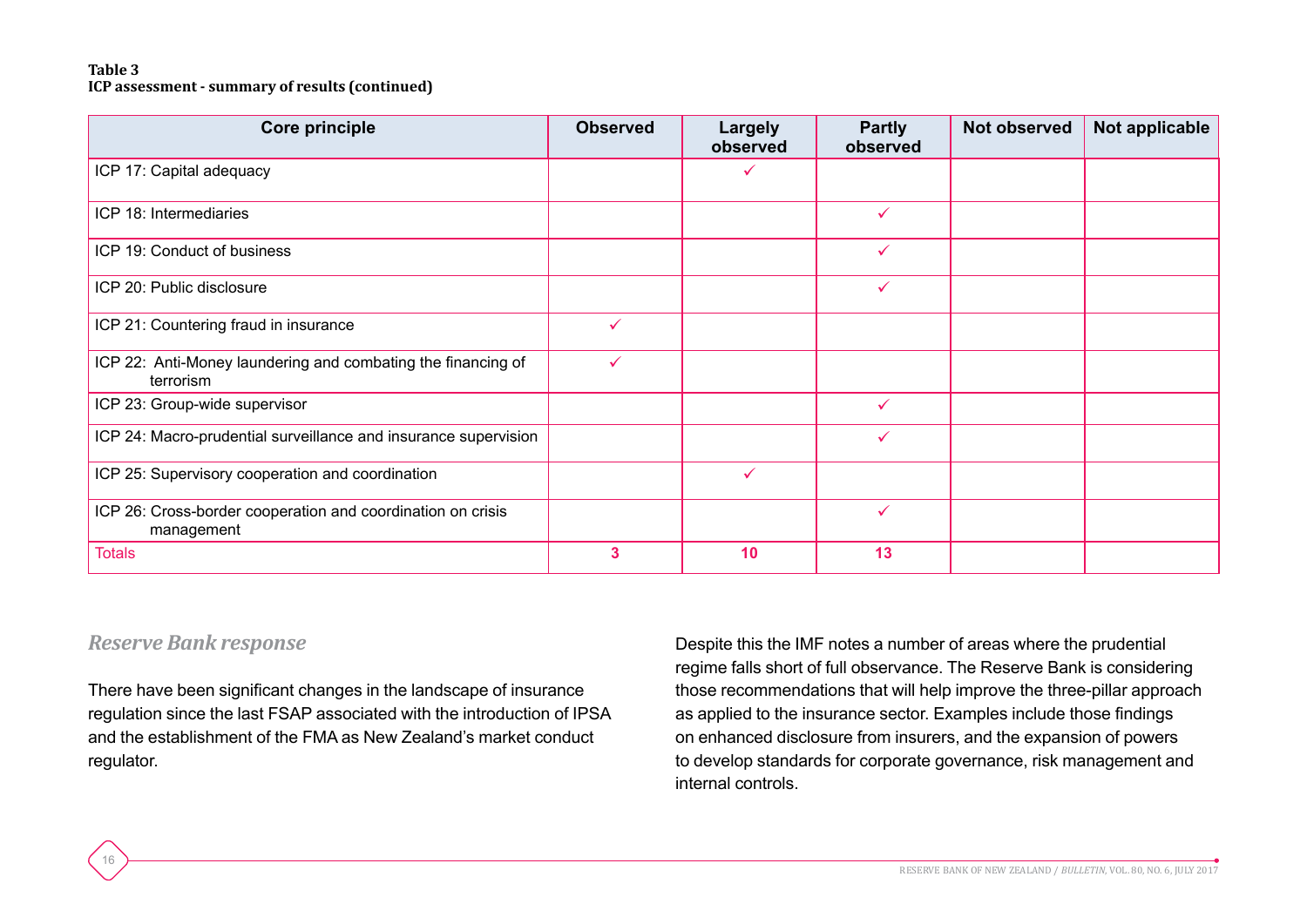**Table 3**
**ICP assessment - summary of results (continued)**

| Core principle | Observed | Largely observed | Partly observed | Not observed | Not applicable |
|---|---|---|---|---|---|
| ICP 17: Capital adequacy | | ✓ | | | |
| ICP 18: Intermediaries | | | ✓ | | |
| ICP 19: Conduct of business | | | ✓ | | |
| ICP 20: Public disclosure | | | ✓ | | |
| ICP 21: Countering fraud in insurance | ✓ | | | | |
| ICP 22: Anti-Money laundering and combating the financing of terrorism | ✓ | | | | |
| ICP 23: Group-wide supervisor | | | ✓ | | |
| ICP 24: Macro-prudential surveillance and insurance supervision | | | ✓ | | |
| ICP 25: Supervisory cooperation and coordination | | ✓ | | | |
| ICP 26: Cross-border cooperation and coordination on crisis management | | | ✓ | | |
| Totals | 3 | 10 | 13 | | |

### *Reserve Bank response*

There have been significant changes in the landscape of insurance regulation since the last FSAP associated with the introduction of IPSA and the establishment of the FMA as New Zealand's market conduct regulator.

Despite this the IMF notes a number of areas where the prudential regime falls short of full observance. The Reserve Bank is considering those recommendations that will help improve the three-pillar approach as applied to the insurance sector. Examples include those findings on enhanced disclosure from insurers, and the expansion of powers to develop standards for corporate governance, risk management and internal controls.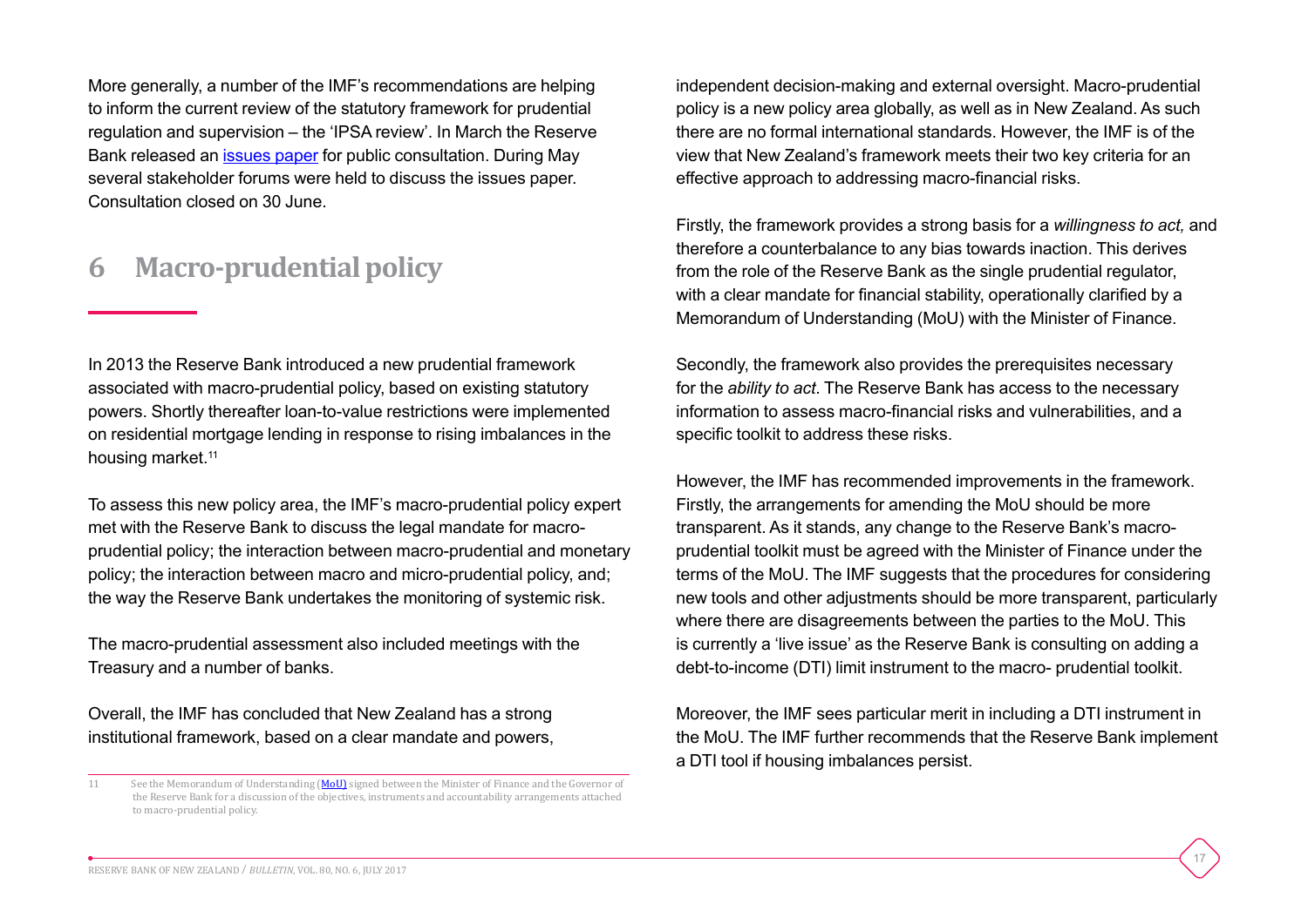More generally, a number of the IMF's recommendations are helping to inform the current review of the statutory framework for prudential regulation and supervision – the 'IPSA review'. In March the Reserve Bank released an issues paper for public consultation. During May several stakeholder forums were held to discuss the issues paper. Consultation closed on 30 June.

## 6 Macro-prudential policy

In 2013 the Reserve Bank introduced a new prudential framework associated with macro-prudential policy, based on existing statutory powers. Shortly thereafter loan-to-value restrictions were implemented on residential mortgage lending in response to rising imbalances in the housing market.[11]

To assess this new policy area, the IMF's macro-prudential policy expert met with the Reserve Bank to discuss the legal mandate for macro-prudential policy; the interaction between macro-prudential and monetary policy; the interaction between macro and micro-prudential policy, and; the way the Reserve Bank undertakes the monitoring of systemic risk.

The macro-prudential assessment also included meetings with the Treasury and a number of banks.

Overall, the IMF has concluded that New Zealand has a strong institutional framework, based on a clear mandate and powers, independent decision-making and external oversight. Macro-prudential policy is a new policy area globally, as well as in New Zealand. As such there are no formal international standards. However, the IMF is of the view that New Zealand's framework meets their two key criteria for an effective approach to addressing macro-financial risks.

Firstly, the framework provides a strong basis for a *willingness to act,* and therefore a counterbalance to any bias towards inaction. This derives from the role of the Reserve Bank as the single prudential regulator, with a clear mandate for financial stability, operationally clarified by a Memorandum of Understanding (MoU) with the Minister of Finance.

Secondly, the framework also provides the prerequisites necessary for the *ability to act*. The Reserve Bank has access to the necessary information to assess macro-financial risks and vulnerabilities, and a specific toolkit to address these risks.

However, the IMF has recommended improvements in the framework. Firstly, the arrangements for amending the MoU should be more transparent. As it stands, any change to the Reserve Bank's macro-prudential toolkit must be agreed with the Minister of Finance under the terms of the MoU. The IMF suggests that the procedures for considering new tools and other adjustments should be more transparent, particularly where there are disagreements between the parties to the MoU. This is currently a 'live issue' as the Reserve Bank is consulting on adding a debt-to-income (DTI) limit instrument to the macro- prudential toolkit.

Moreover, the IMF sees particular merit in including a DTI instrument in the MoU. The IMF further recommends that the Reserve Bank implement a DTI tool if housing imbalances persist.

---

11 See the Memorandum of Understanding (MoU) signed between the Minister of Finance and the Governor of the Reserve Bank for a discussion of the objectives, instruments and accountability arrangements attached to macro-prudential policy.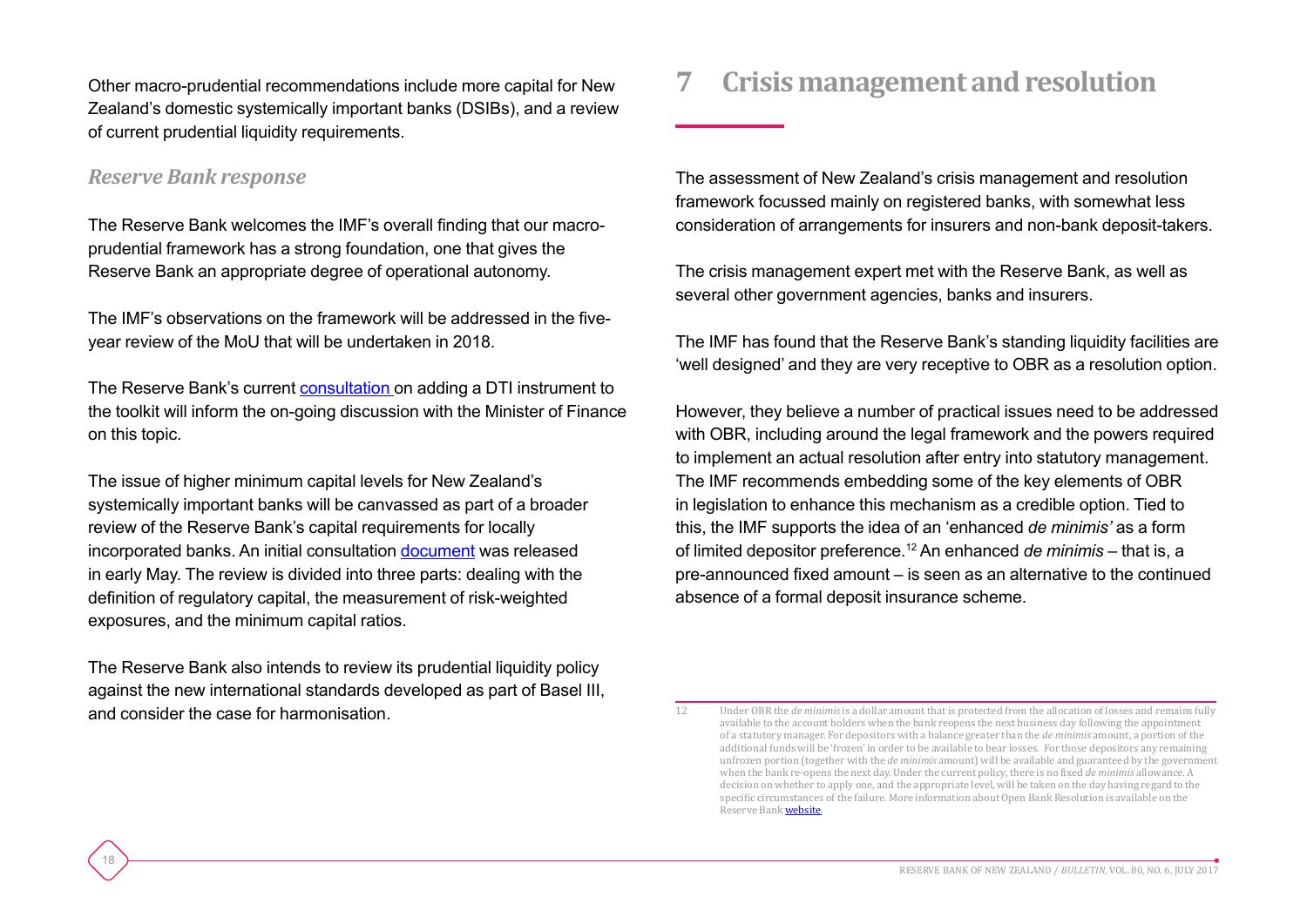Other macro-prudential recommendations include more capital for New Zealand's domestic systemically important banks (DSIBs), and a review of current prudential liquidity requirements.

### *Reserve Bank response*

The Reserve Bank welcomes the IMF's overall finding that our macro-prudential framework has a strong foundation, one that gives the Reserve Bank an appropriate degree of operational autonomy.

The IMF's observations on the framework will be addressed in the five-year review of the MoU that will be undertaken in 2018.

The Reserve Bank's current consultation on adding a DTI instrument to the toolkit will inform the on-going discussion with the Minister of Finance on this topic.

The issue of higher minimum capital levels for New Zealand's systemically important banks will be canvassed as part of a broader review of the Reserve Bank's capital requirements for locally incorporated banks. An initial consultation document was released in early May. The review is divided into three parts: dealing with the definition of regulatory capital, the measurement of risk-weighted exposures, and the minimum capital ratios.

The Reserve Bank also intends to review its prudential liquidity policy against the new international standards developed as part of Basel III, and consider the case for harmonisation.

## 7 Crisis management and resolution

The assessment of New Zealand's crisis management and resolution framework focussed mainly on registered banks, with somewhat less consideration of arrangements for insurers and non-bank deposit-takers.

The crisis management expert met with the Reserve Bank, as well as several other government agencies, banks and insurers.

The IMF has found that the Reserve Bank's standing liquidity facilities are 'well designed' and they are very receptive to OBR as a resolution option.

However, they believe a number of practical issues need to be addressed with OBR, including around the legal framework and the powers required to implement an actual resolution after entry into statutory management. The IMF recommends embedding some of the key elements of OBR in legislation to enhance this mechanism as a credible option. Tied to this, the IMF supports the idea of an 'enhanced *de minimis'* as a form of limited depositor preference.[12] An enhanced *de minimis* – that is, a pre-announced fixed amount – is seen as an alternative to the continued absence of a formal deposit insurance scheme.

[12] Under OBR the *de minimis* is a dollar amount that is protected from the allocation of losses and remains fully available to the account holders when the bank reopens the next business day following the appointment of a statutory manager. For depositors with a balance greater than the *de minimis* amount, a portion of the additional funds will be 'frozen' in order to be available to bear losses. For those depositors any remaining unfrozen portion (together with the *de minimis* amount) will be available and guaranteed by the government when the bank re-opens the next day. Under the current policy, there is no fixed *de minimis* allowance. A decision on whether to apply one, and the appropriate level, will be taken on the day having regard to the specific circumstances of the failure. More information about Open Bank Resolution is available on the Reserve Bank website.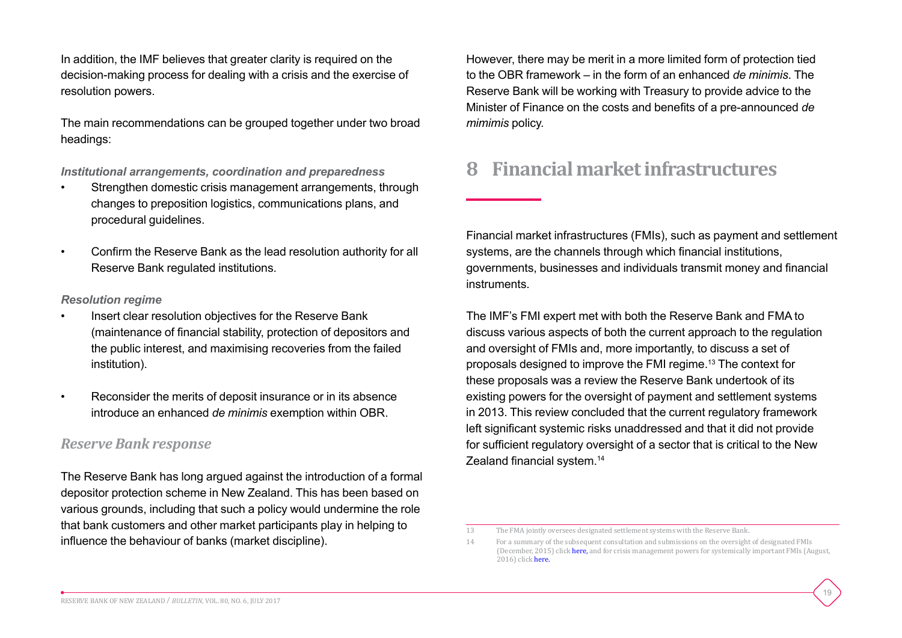In addition, the IMF believes that greater clarity is required on the decision-making process for dealing with a crisis and the exercise of resolution powers.

The main recommendations can be grouped together under two broad headings:

***Institutional arrangements, coordination and preparedness***

- Strengthen domestic crisis management arrangements, through changes to preposition logistics, communications plans, and procedural guidelines.
- Confirm the Reserve Bank as the lead resolution authority for all Reserve Bank regulated institutions.

***Resolution regime***

- Insert clear resolution objectives for the Reserve Bank (maintenance of financial stability, protection of depositors and the public interest, and maximising recoveries from the failed institution).
- Reconsider the merits of deposit insurance or in its absence introduce an enhanced *de minimis* exemption within OBR.

### *Reserve Bank response*

The Reserve Bank has long argued against the introduction of a formal depositor protection scheme in New Zealand. This has been based on various grounds, including that such a policy would undermine the role that bank customers and other market participants play in helping to influence the behaviour of banks (market discipline).

However, there may be merit in a more limited form of protection tied to the OBR framework – in the form of an enhanced *de minimis*. The Reserve Bank will be working with Treasury to provide advice to the Minister of Finance on the costs and benefits of a pre-announced *de mimimis* policy.

## 8 Financial market infrastructures

Financial market infrastructures (FMIs), such as payment and settlement systems, are the channels through which financial institutions, governments, businesses and individuals transmit money and financial instruments.

The IMF's FMI expert met with both the Reserve Bank and FMA to discuss various aspects of both the current approach to the regulation and oversight of FMIs and, more importantly, to discuss a set of proposals designed to improve the FMI regime.[13] The context for these proposals was a review the Reserve Bank undertook of its existing powers for the oversight of payment and settlement systems in 2013. This review concluded that the current regulatory framework left significant systemic risks unaddressed and that it did not provide for sufficient regulatory oversight of a sector that is critical to the New Zealand financial system.[14]

---

13 The FMA jointly oversees designated settlement systems with the Reserve Bank.

14 For a summary of the subsequent consultation and submissions on the oversight of designated FMIs (December, 2015) click here, and for crisis management powers for systemically important FMIs (August, 2016) click here.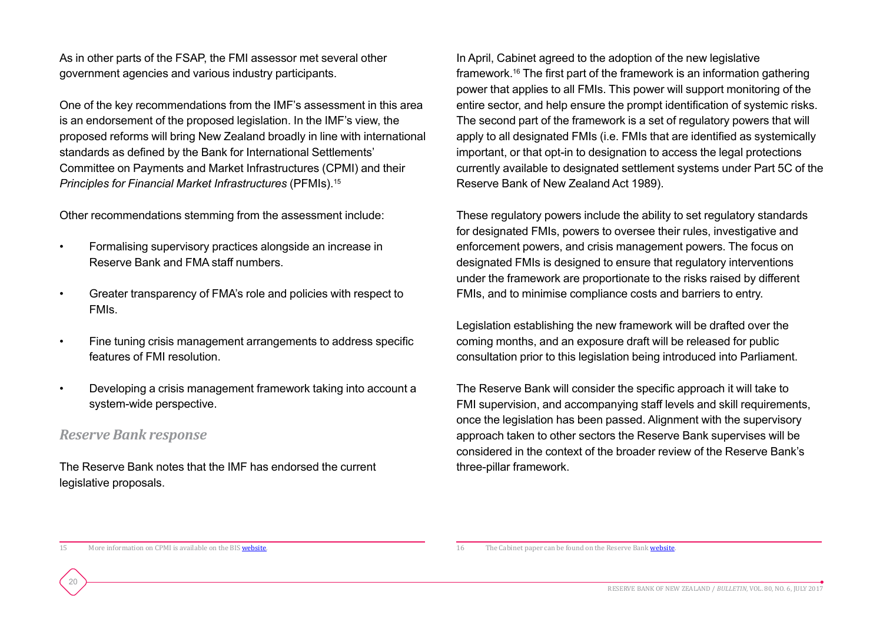As in other parts of the FSAP, the FMI assessor met several other government agencies and various industry participants.

One of the key recommendations from the IMF's assessment in this area is an endorsement of the proposed legislation. In the IMF's view, the proposed reforms will bring New Zealand broadly in line with international standards as defined by the Bank for International Settlements' Committee on Payments and Market Infrastructures (CPMI) and their *Principles for Financial Market Infrastructures* (PFMIs).[15]

Other recommendations stemming from the assessment include:

- Formalising supervisory practices alongside an increase in Reserve Bank and FMA staff numbers.
- Greater transparency of FMA's role and policies with respect to FMIs.
- Fine tuning crisis management arrangements to address specific features of FMI resolution.
- Developing a crisis management framework taking into account a system-wide perspective.

### *Reserve Bank response*

The Reserve Bank notes that the IMF has endorsed the current legislative proposals.

In April, Cabinet agreed to the adoption of the new legislative framework.[16] The first part of the framework is an information gathering power that applies to all FMIs. This power will support monitoring of the entire sector, and help ensure the prompt identification of systemic risks. The second part of the framework is a set of regulatory powers that will apply to all designated FMIs (i.e. FMIs that are identified as systemically important, or that opt-in to designation to access the legal protections currently available to designated settlement systems under Part 5C of the Reserve Bank of New Zealand Act 1989).

These regulatory powers include the ability to set regulatory standards for designated FMIs, powers to oversee their rules, investigative and enforcement powers, and crisis management powers. The focus on designated FMIs is designed to ensure that regulatory interventions under the framework are proportionate to the risks raised by different FMIs, and to minimise compliance costs and barriers to entry.

Legislation establishing the new framework will be drafted over the coming months, and an exposure draft will be released for public consultation prior to this legislation being introduced into Parliament.

The Reserve Bank will consider the specific approach it will take to FMI supervision, and accompanying staff levels and skill requirements, once the legislation has been passed. Alignment with the supervisory approach taken to other sectors the Reserve Bank supervises will be considered in the context of the broader review of the Reserve Bank's three-pillar framework.

---

15 More information on CPMI is available on the BIS website.

16 The Cabinet paper can be found on the Reserve Bank website.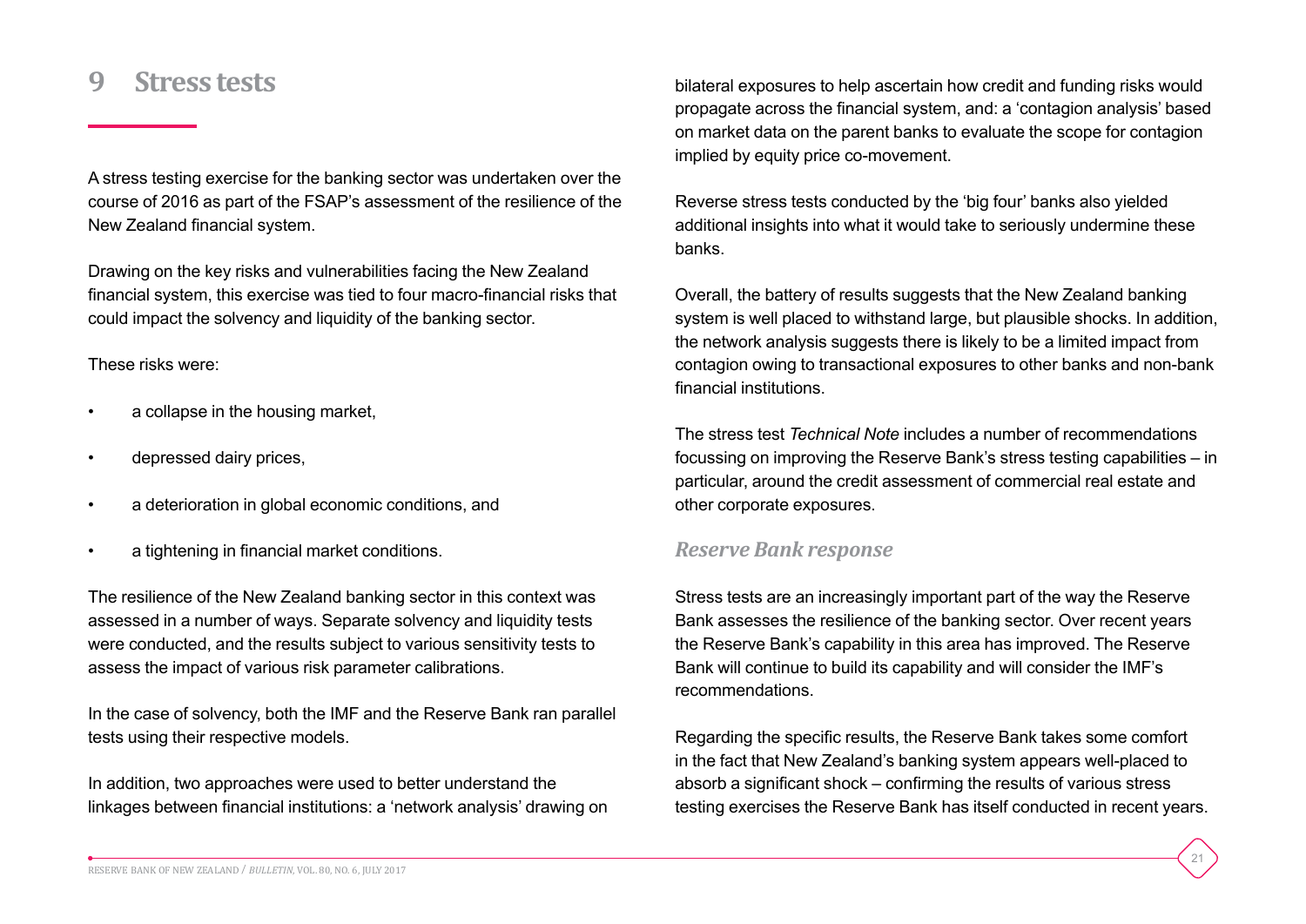# 9 Stress tests

A stress testing exercise for the banking sector was undertaken over the course of 2016 as part of the FSAP's assessment of the resilience of the New Zealand financial system.

Drawing on the key risks and vulnerabilities facing the New Zealand financial system, this exercise was tied to four macro-financial risks that could impact the solvency and liquidity of the banking sector.

These risks were:

- a collapse in the housing market,
- depressed dairy prices,
- a deterioration in global economic conditions, and
- a tightening in financial market conditions.

The resilience of the New Zealand banking sector in this context was assessed in a number of ways. Separate solvency and liquidity tests were conducted, and the results subject to various sensitivity tests to assess the impact of various risk parameter calibrations.

In the case of solvency, both the IMF and the Reserve Bank ran parallel tests using their respective models.

In addition, two approaches were used to better understand the linkages between financial institutions: a 'network analysis' drawing on bilateral exposures to help ascertain how credit and funding risks would propagate across the financial system, and: a 'contagion analysis' based on market data on the parent banks to evaluate the scope for contagion implied by equity price co-movement.

Reverse stress tests conducted by the 'big four' banks also yielded additional insights into what it would take to seriously undermine these banks.

Overall, the battery of results suggests that the New Zealand banking system is well placed to withstand large, but plausible shocks. In addition, the network analysis suggests there is likely to be a limited impact from contagion owing to transactional exposures to other banks and non-bank financial institutions.

The stress test *Technical Note* includes a number of recommendations focussing on improving the Reserve Bank's stress testing capabilities – in particular, around the credit assessment of commercial real estate and other corporate exposures.

## *Reserve Bank response*

Stress tests are an increasingly important part of the way the Reserve Bank assesses the resilience of the banking sector. Over recent years the Reserve Bank's capability in this area has improved. The Reserve Bank will continue to build its capability and will consider the IMF's recommendations.

Regarding the specific results, the Reserve Bank takes some comfort in the fact that New Zealand's banking system appears well-placed to absorb a significant shock – confirming the results of various stress testing exercises the Reserve Bank has itself conducted in recent years.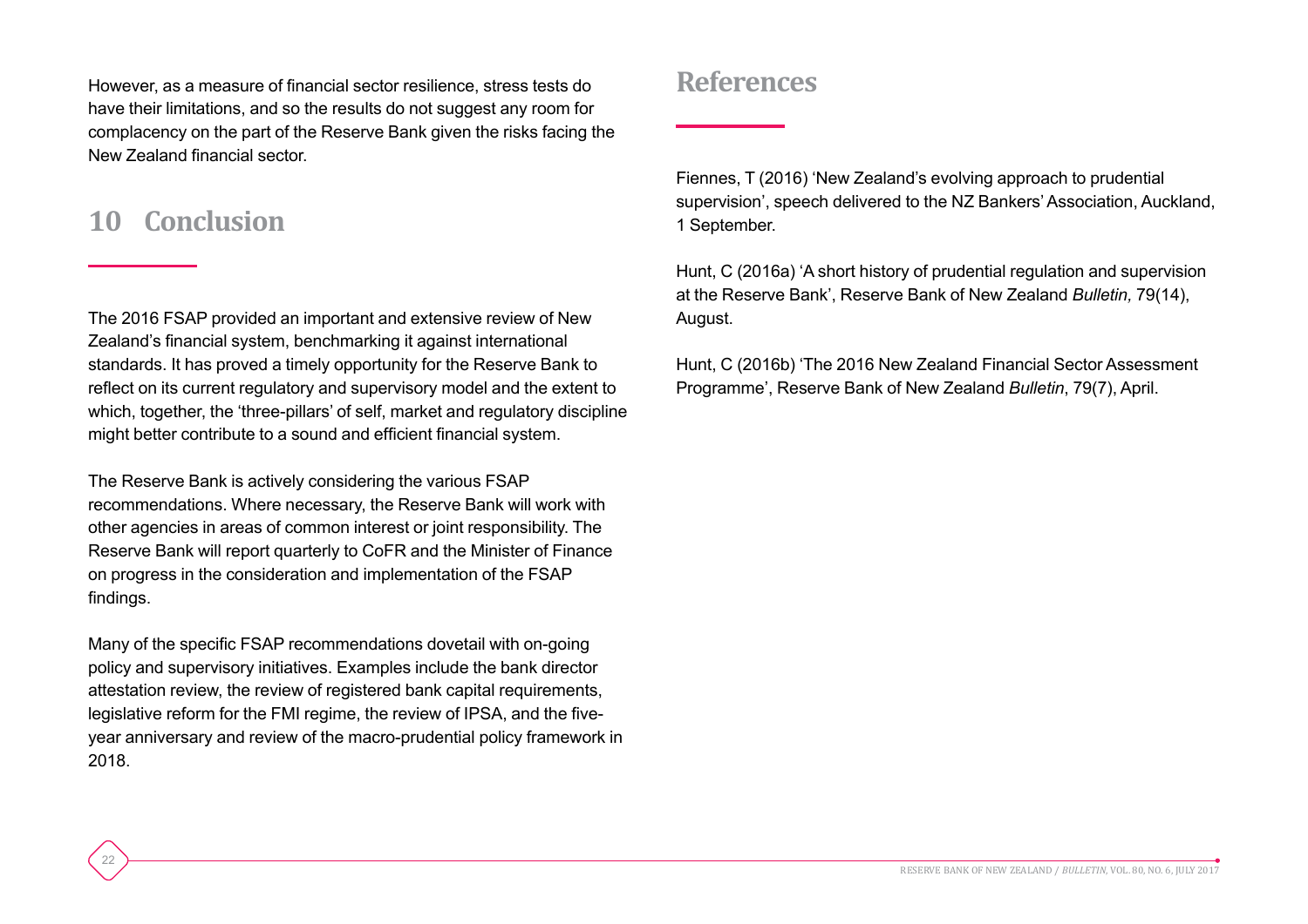However, as a measure of financial sector resilience, stress tests do have their limitations, and so the results do not suggest any room for complacency on the part of the Reserve Bank given the risks facing the New Zealand financial sector.

## 10 Conclusion

The 2016 FSAP provided an important and extensive review of New Zealand's financial system, benchmarking it against international standards. It has proved a timely opportunity for the Reserve Bank to reflect on its current regulatory and supervisory model and the extent to which, together, the 'three-pillars' of self, market and regulatory discipline might better contribute to a sound and efficient financial system.

The Reserve Bank is actively considering the various FSAP recommendations. Where necessary, the Reserve Bank will work with other agencies in areas of common interest or joint responsibility. The Reserve Bank will report quarterly to CoFR and the Minister of Finance on progress in the consideration and implementation of the FSAP findings.

Many of the specific FSAP recommendations dovetail with on-going policy and supervisory initiatives. Examples include the bank director attestation review, the review of registered bank capital requirements, legislative reform for the FMI regime, the review of IPSA, and the five-year anniversary and review of the macro-prudential policy framework in 2018.

## References

Fiennes, T (2016) 'New Zealand's evolving approach to prudential supervision', speech delivered to the NZ Bankers' Association, Auckland, 1 September.

Hunt, C (2016a) 'A short history of prudential regulation and supervision at the Reserve Bank', Reserve Bank of New Zealand *Bulletin,* 79(14), August.

Hunt, C (2016b) 'The 2016 New Zealand Financial Sector Assessment Programme', Reserve Bank of New Zealand *Bulletin*, 79(7), April.